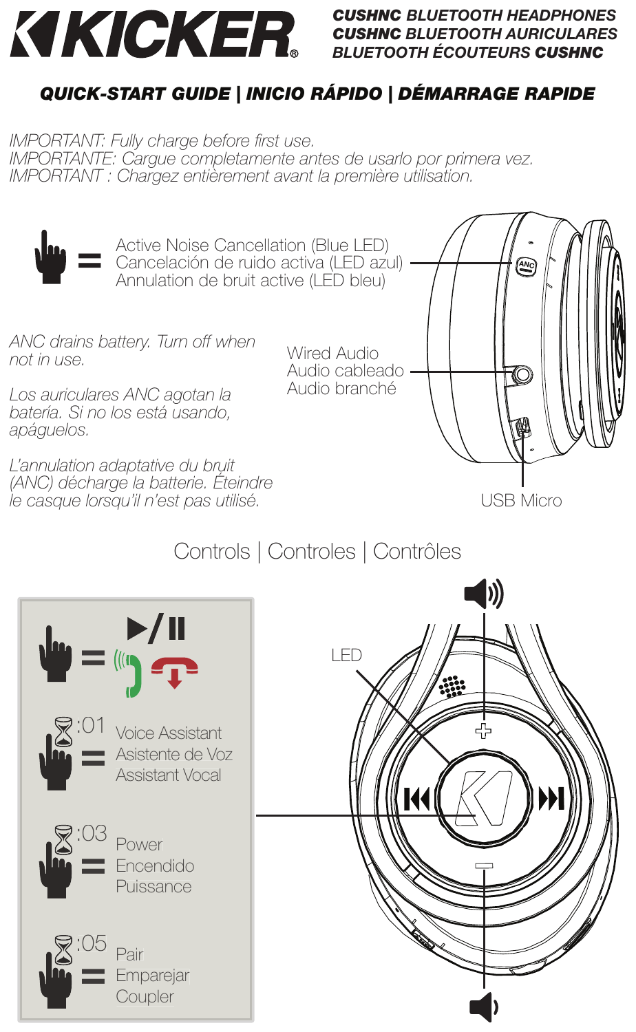# KICKER

**CUSHNC** *BLUETOOTH HEADPHONES*
**CUSHNC** *BLUETOOTH AURICULARES*
*BLUETOOTH ÉCOUTEURS* **CUSHNC**

## *QUICK-START GUIDE | INICIO RÁPIDO | DÉMARRAGE RAPIDE*

*IMPORTANT: Fully charge before first use.*
*IMPORTANTE: Cargue completamente antes de usarlo por primera vez.*
*IMPORTANT : Chargez entièrement avant la première utilisation.*

= Active Noise Cancellation (Blue LED)
Cancelación de ruido activa (LED azul)
Annulation de bruit active (LED bleu)

ANC

*ANC drains battery. Turn off when not in use.*

*Los auriculares ANC agotan la batería. Si no los está usando, apáguelos.*

*L'annulation adaptative du bruit (ANC) décharge la batterie. Éteindre le casque lorsqu'il n'est pas utilisé.*

Wired Audio
Audio cableado
Audio branché

USB Micro

## Controls | Controles | Contrôles

= ▶/❚❚

:01 = Voice Assistant
Asistente de Voz
Assistant Vocal

:03 = Power
Encendido
Puissance

:05 = Pair
Emparejar
Coupler

LED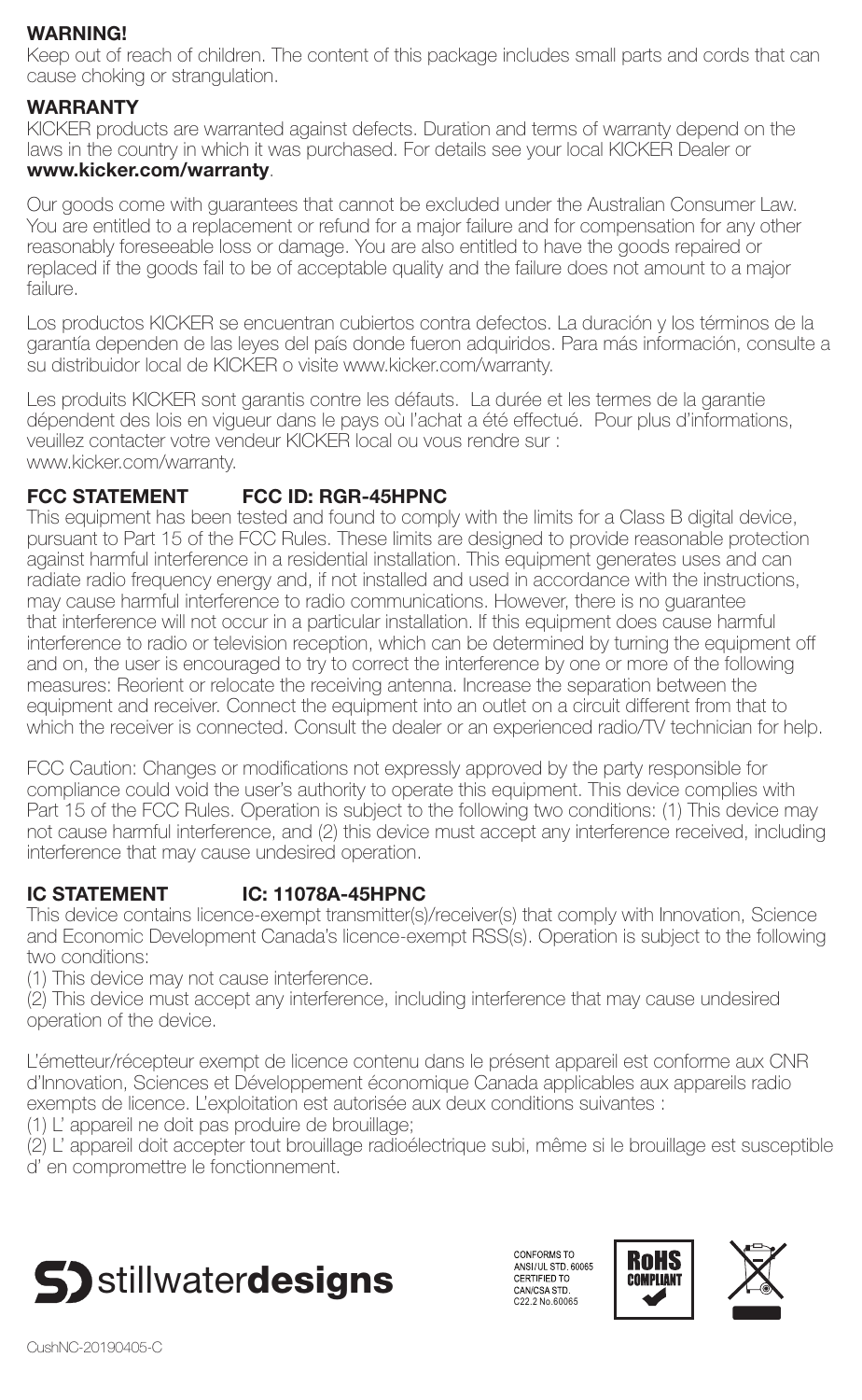**WARNING!**
Keep out of reach of children. The content of this package includes small parts and cords that can cause choking or strangulation.

**WARRANTY**
KICKER products are warranted against defects. Duration and terms of warranty depend on the laws in the country in which it was purchased. For details see your local KICKER Dealer or **www.kicker.com/warranty**.

Our goods come with guarantees that cannot be excluded under the Australian Consumer Law. You are entitled to a replacement or refund for a major failure and for compensation for any other reasonably foreseeable loss or damage. You are also entitled to have the goods repaired or replaced if the goods fail to be of acceptable quality and the failure does not amount to a major failure.

Los productos KICKER se encuentran cubiertos contra defectos. La duración y los términos de la garantía dependen de las leyes del país donde fueron adquiridos. Para más información, consulte a su distribuidor local de KICKER o visite www.kicker.com/warranty.

Les produits KICKER sont garantis contre les défauts. La durée et les termes de la garantie dépendent des lois en vigueur dans le pays où l'achat a été effectué. Pour plus d'informations, veuillez contacter votre vendeur KICKER local ou vous rendre sur : www.kicker.com/warranty.

**FCC STATEMENT FCC ID: RGR-45HPNC**
This equipment has been tested and found to comply with the limits for a Class B digital device, pursuant to Part 15 of the FCC Rules. These limits are designed to provide reasonable protection against harmful interference in a residential installation. This equipment generates uses and can radiate radio frequency energy and, if not installed and used in accordance with the instructions, may cause harmful interference to radio communications. However, there is no guarantee that interference will not occur in a particular installation. If this equipment does cause harmful interference to radio or television reception, which can be determined by turning the equipment off and on, the user is encouraged to try to correct the interference by one or more of the following measures: Reorient or relocate the receiving antenna. Increase the separation between the equipment and receiver. Connect the equipment into an outlet on a circuit different from that to which the receiver is connected. Consult the dealer or an experienced radio/TV technician for help.

FCC Caution: Changes or modifications not expressly approved by the party responsible for compliance could void the user's authority to operate this equipment. This device complies with Part 15 of the FCC Rules. Operation is subject to the following two conditions: (1) This device may not cause harmful interference, and (2) this device must accept any interference received, including interference that may cause undesired operation.

**IC STATEMENT IC: 11078A-45HPNC**
This device contains licence-exempt transmitter(s)/receiver(s) that comply with Innovation, Science and Economic Development Canada's licence-exempt RSS(s). Operation is subject to the following two conditions:
(1) This device may not cause interference.
(2) This device must accept any interference, including interference that may cause undesired operation of the device.

L'émetteur/récepteur exempt de licence contenu dans le présent appareil est conforme aux CNR d'Innovation, Sciences et Développement économique Canada applicables aux appareils radio exempts de licence. L'exploitation est autorisée aux deux conditions suivantes :
(1) L' appareil ne doit pas produire de brouillage;
(2) L' appareil doit accepter tout brouillage radioélectrique subi, même si le brouillage est susceptible d' en compromettre le fonctionnement.

stillwater**designs**

CONFORMS TO ANSI/UL STD. 60065 CERTIFIED TO CAN/CSA STD. C22.2 No.60065

RoHS COMPLIANT

CushNC-20190405-C